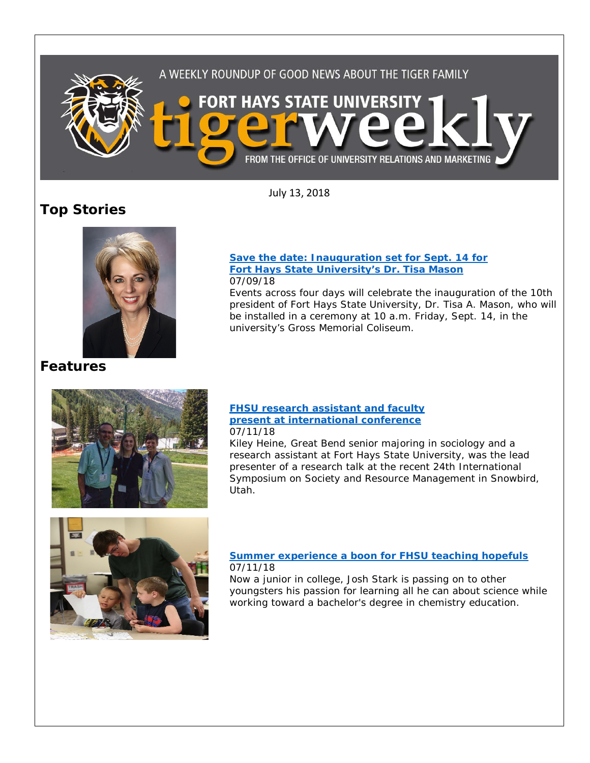A WEEKLY ROUNDUP OF GOOD NEWS ABOUT THE TIGER FAMILY

# FORT HAYS STATE UNIVERSITY tigerweekly

FROM THE OFFICE OF UNIVERSITY RELATIONS AND MARKETING

July 13, 2018

## Top Stories

### Save the date: Inauguration set for Sept. 14 for Fort Hays State University's Dr. Tisa Mason

07/09/18

Events across four days will celebrate the inauguration of the 10th president of Fort Hays State University, Dr. Tisa A. Mason, who will be installed in a ceremony at 10 a.m. Friday, Sept. 14, in the university's Gross Memorial Coliseum.

## Features

### FHSU research assistant and faculty present at international conference

07/11/18

Kiley Heine, Great Bend senior majoring in sociology and a research assistant at Fort Hays State University, was the lead presenter of a research talk at the recent 24th International Symposium on Society and Resource Management in Snowbird, Utah.

### Summer experience a boon for FHSU teaching hopefuls

07/11/18

Now a junior in college, Josh Stark is passing on to other youngsters his passion for learning all he can about science while working toward a bachelor's degree in chemistry education.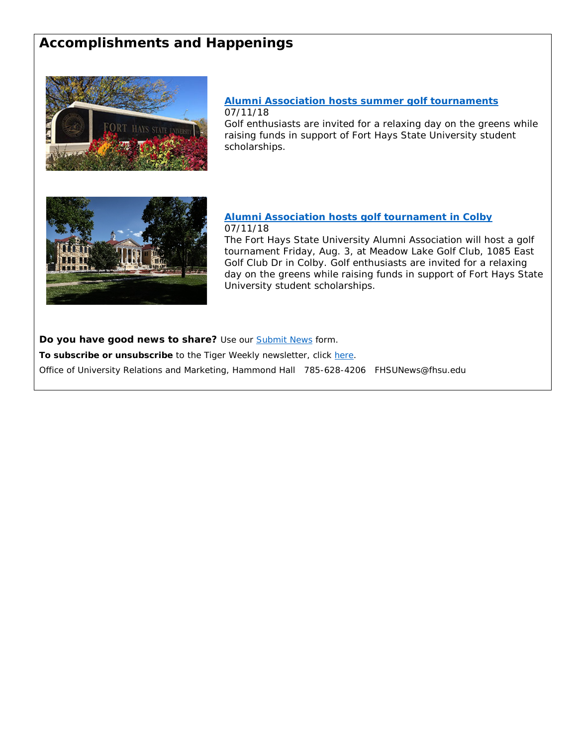## Accomplishments and Happenings

**[Alumni Association hosts summer golf tournaments](#)**
07/11/18
Golf enthusiasts are invited for a relaxing day on the greens while raising funds in support of Fort Hays State University student scholarships.

**[Alumni Association hosts golf tournament in Colby](#)**
07/11/18
The Fort Hays State University Alumni Association will host a golf tournament Friday, Aug. 3, at Meadow Lake Golf Club, 1085 East Golf Club Dr in Colby. Golf enthusiasts are invited for a relaxing day on the greens while raising funds in support of Fort Hays State University student scholarships.

**Do you have good news to share?** Use our [Submit News](#) form.

**To subscribe or unsubscribe** to the Tiger Weekly newsletter, click [here](#).

Office of University Relations and Marketing, Hammond Hall 785-628-4206 FHSUNews@fhsu.edu